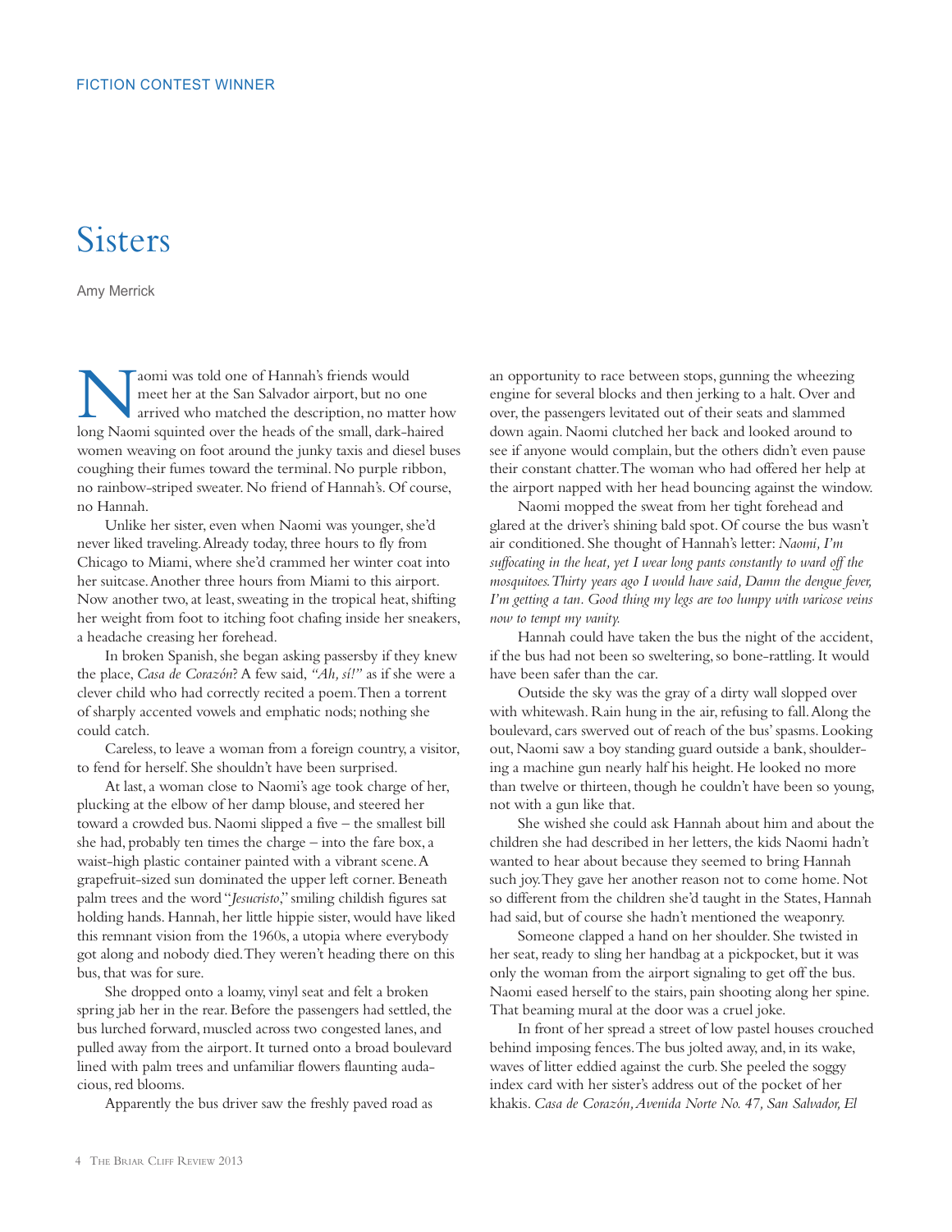FICTION CONTEST WINNER

# Sisters

Amy Merrick

Naomi was told one of Hannah's friends would meet her at the San Salvador airport, but no one arrived who matched the description, no matter how long Naomi squinted over the heads of the small, dark-haired women weaving on foot around the junky taxis and diesel buses coughing their fumes toward the terminal. No purple ribbon, no rainbow-striped sweater. No friend of Hannah's. Of course, no Hannah.

Unlike her sister, even when Naomi was younger, she'd never liked traveling. Already today, three hours to fly from Chicago to Miami, where she'd crammed her winter coat into her suitcase. Another three hours from Miami to this airport. Now another two, at least, sweating in the tropical heat, shifting her weight from foot to itching foot chafing inside her sneakers, a headache creasing her forehead.

In broken Spanish, she began asking passersby if they knew the place, *Casa de Corazón*? A few said, *"Ah, sí!"* as if she were a clever child who had correctly recited a poem. Then a torrent of sharply accented vowels and emphatic nods; nothing she could catch.

Careless, to leave a woman from a foreign country, a visitor, to fend for herself. She shouldn't have been surprised.

At last, a woman close to Naomi's age took charge of her, plucking at the elbow of her damp blouse, and steered her toward a crowded bus. Naomi slipped a five – the smallest bill she had, probably ten times the charge – into the fare box, a waist-high plastic container painted with a vibrant scene. A grapefruit-sized sun dominated the upper left corner. Beneath palm trees and the word "*Jesucristo*," smiling childish figures sat holding hands. Hannah, her little hippie sister, would have liked this remnant vision from the 1960s, a utopia where everybody got along and nobody died. They weren't heading there on this bus, that was for sure.

She dropped onto a loamy, vinyl seat and felt a broken spring jab her in the rear. Before the passengers had settled, the bus lurched forward, muscled across two congested lanes, and pulled away from the airport. It turned onto a broad boulevard lined with palm trees and unfamiliar flowers flaunting audacious, red blooms.

Apparently the bus driver saw the freshly paved road as an opportunity to race between stops, gunning the wheezing engine for several blocks and then jerking to a halt. Over and over, the passengers levitated out of their seats and slammed down again. Naomi clutched her back and looked around to see if anyone would complain, but the others didn't even pause their constant chatter. The woman who had offered her help at the airport napped with her head bouncing against the window.

Naomi mopped the sweat from her tight forehead and glared at the driver's shining bald spot. Of course the bus wasn't air conditioned. She thought of Hannah's letter: *Naomi, I'm suffocating in the heat, yet I wear long pants constantly to ward off the mosquitoes. Thirty years ago I would have said, Damn the dengue fever, I'm getting a tan. Good thing my legs are too lumpy with varicose veins now to tempt my vanity.*

Hannah could have taken the bus the night of the accident, if the bus had not been so sweltering, so bone-rattling. It would have been safer than the car.

Outside the sky was the gray of a dirty wall slopped over with whitewash. Rain hung in the air, refusing to fall. Along the boulevard, cars swerved out of reach of the bus' spasms. Looking out, Naomi saw a boy standing guard outside a bank, shouldering a machine gun nearly half his height. He looked no more than twelve or thirteen, though he couldn't have been so young, not with a gun like that.

She wished she could ask Hannah about him and about the children she had described in her letters, the kids Naomi hadn't wanted to hear about because they seemed to bring Hannah such joy. They gave her another reason not to come home. Not so different from the children she'd taught in the States, Hannah had said, but of course she hadn't mentioned the weaponry.

Someone clapped a hand on her shoulder. She twisted in her seat, ready to sling her handbag at a pickpocket, but it was only the woman from the airport signaling to get off the bus. Naomi eased herself to the stairs, pain shooting along her spine. That beaming mural at the door was a cruel joke.

In front of her spread a street of low pastel houses crouched behind imposing fences. The bus jolted away, and, in its wake, waves of litter eddied against the curb. She peeled the soggy index card with her sister's address out of the pocket of her khakis. *Casa de Corazón, Avenida Norte No. 47, San Salvador, El*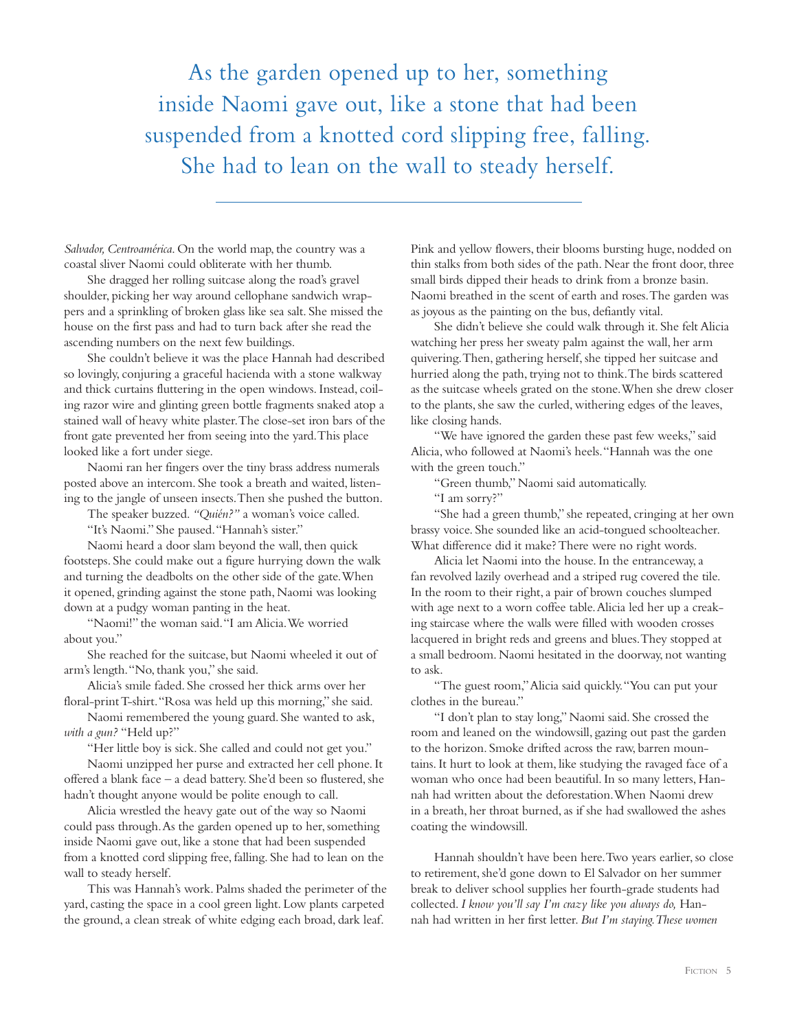As the garden opened up to her, something inside Naomi gave out, like a stone that had been suspended from a knotted cord slipping free, falling. She had to lean on the wall to steady herself.

---

*Salvador, Centroamérica*. On the world map, the country was a coastal sliver Naomi could obliterate with her thumb.

She dragged her rolling suitcase along the road's gravel shoulder, picking her way around cellophane sandwich wrappers and a sprinkling of broken glass like sea salt. She missed the house on the first pass and had to turn back after she read the ascending numbers on the next few buildings.

She couldn't believe it was the place Hannah had described so lovingly, conjuring a graceful hacienda with a stone walkway and thick curtains fluttering in the open windows. Instead, coiling razor wire and glinting green bottle fragments snaked atop a stained wall of heavy white plaster. The close-set iron bars of the front gate prevented her from seeing into the yard. This place looked like a fort under siege.

Naomi ran her fingers over the tiny brass address numerals posted above an intercom. She took a breath and waited, listening to the jangle of unseen insects. Then she pushed the button.

The speaker buzzed. *"¿Quién?"* a woman's voice called.

"It's Naomi." She paused. "Hannah's sister."

Naomi heard a door slam beyond the wall, then quick footsteps. She could make out a figure hurrying down the walk and turning the deadbolts on the other side of the gate. When it opened, grinding against the stone path, Naomi was looking down at a pudgy woman panting in the heat.

"Naomi!" the woman said. "I am Alicia. We worried about you."

She reached for the suitcase, but Naomi wheeled it out of arm's length. "No, thank you," she said.

Alicia's smile faded. She crossed her thick arms over her floral-print T-shirt. "Rosa was held up this morning," she said.

Naomi remembered the young guard. She wanted to ask, *with a gun?* "Held up?"

"Her little boy is sick. She called and could not get you."

Naomi unzipped her purse and extracted her cell phone. It offered a blank face – a dead battery. She'd been so flustered, she hadn't thought anyone would be polite enough to call.

Alicia wrestled the heavy gate out of the way so Naomi could pass through. As the garden opened up to her, something inside Naomi gave out, like a stone that had been suspended from a knotted cord slipping free, falling. She had to lean on the wall to steady herself.

This was Hannah's work. Palms shaded the perimeter of the yard, casting the space in a cool green light. Low plants carpeted the ground, a clean streak of white edging each broad, dark leaf. Pink and yellow flowers, their blooms bursting huge, nodded on thin stalks from both sides of the path. Near the front door, three small birds dipped their heads to drink from a bronze basin. Naomi breathed in the scent of earth and roses. The garden was as joyous as the painting on the bus, defiantly vital.

She didn't believe she could walk through it. She felt Alicia watching her press her sweaty palm against the wall, her arm quivering. Then, gathering herself, she tipped her suitcase and hurried along the path, trying not to think. The birds scattered as the suitcase wheels grated on the stone. When she drew closer to the plants, she saw the curled, withering edges of the leaves, like closing hands.

"We have ignored the garden these past few weeks," said Alicia, who followed at Naomi's heels. "Hannah was the one with the green touch."

"Green thumb," Naomi said automatically.

"I am sorry?"

"She had a green thumb," she repeated, cringing at her own brassy voice. She sounded like an acid-tongued schoolteacher. What difference did it make? There were no right words.

Alicia let Naomi into the house. In the entranceway, a fan revolved lazily overhead and a striped rug covered the tile. In the room to their right, a pair of brown couches slumped with age next to a worn coffee table. Alicia led her up a creaking staircase where the walls were filled with wooden crosses lacquered in bright reds and greens and blues. They stopped at a small bedroom. Naomi hesitated in the doorway, not wanting to ask.

"The guest room," Alicia said quickly. "You can put your clothes in the bureau."

"I don't plan to stay long," Naomi said. She crossed the room and leaned on the windowsill, gazing out past the garden to the horizon. Smoke drifted across the raw, barren mountains. It hurt to look at them, like studying the ravaged face of a woman who once had been beautiful. In so many letters, Hannah had written about the deforestation. When Naomi drew in a breath, her throat burned, as if she had swallowed the ashes coating the windowsill.

Hannah shouldn't have been here. Two years earlier, so close to retirement, she'd gone down to El Salvador on her summer break to deliver school supplies her fourth-grade students had collected. *I know you'll say I'm crazy like you always do,* Hannah had written in her first letter. *But I'm staying. These women*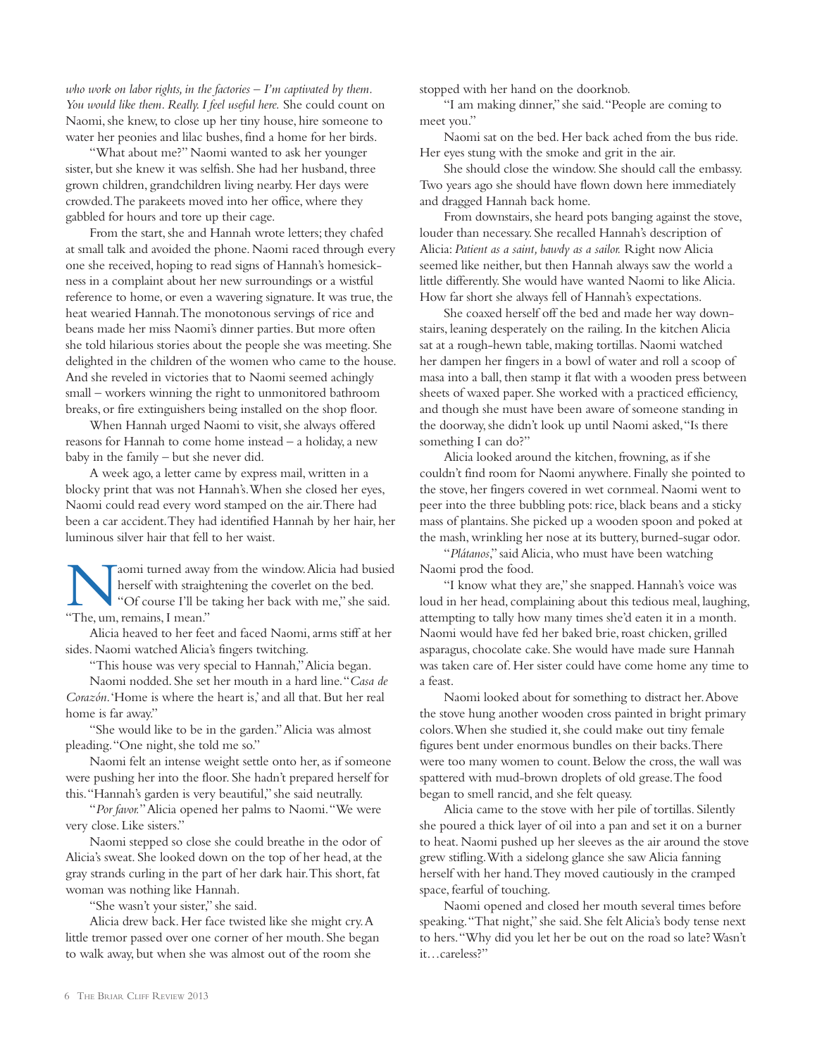*who work on labor rights, in the factories – I'm captivated by them. You would like them. Really. I feel useful here.* She could count on Naomi, she knew, to close up her tiny house, hire someone to water her peonies and lilac bushes, find a home for her birds.

"What about me?" Naomi wanted to ask her younger sister, but she knew it was selfish. She had her husband, three grown children, grandchildren living nearby. Her days were crowded. The parakeets moved into her office, where they gabbled for hours and tore up their cage.

From the start, she and Hannah wrote letters; they chafed at small talk and avoided the phone. Naomi raced through every one she received, hoping to read signs of Hannah's homesickness in a complaint about her new surroundings or a wistful reference to home, or even a wavering signature. It was true, the heat wearied Hannah. The monotonous servings of rice and beans made her miss Naomi's dinner parties. But more often she told hilarious stories about the people she was meeting. She delighted in the children of the women who came to the house. And she reveled in victories that to Naomi seemed achingly small – workers winning the right to unmonitored bathroom breaks, or fire extinguishers being installed on the shop floor.

When Hannah urged Naomi to visit, she always offered reasons for Hannah to come home instead – a holiday, a new baby in the family – but she never did.

A week ago, a letter came by express mail, written in a blocky print that was not Hannah's. When she closed her eyes, Naomi could read every word stamped on the air. There had been a car accident. They had identified Hannah by her hair, her luminous silver hair that fell to her waist.

Naomi turned away from the window. Alicia had busied herself with straightening the coverlet on the bed. "Of course I'll be taking her back with me," she said. "The, um, remains, I mean."

Alicia heaved to her feet and faced Naomi, arms stiff at her sides. Naomi watched Alicia's fingers twitching.

"This house was very special to Hannah," Alicia began.

Naomi nodded. She set her mouth in a hard line. "*Casa de Corazón*. 'Home is where the heart is,' and all that. But her real home is far away."

"She would like to be in the garden." Alicia was almost pleading. "One night, she told me so."

Naomi felt an intense weight settle onto her, as if someone were pushing her into the floor. She hadn't prepared herself for this. "Hannah's garden is very beautiful," she said neutrally.

"*Por favor.*" Alicia opened her palms to Naomi. "We were very close. Like sisters."

Naomi stepped so close she could breathe in the odor of Alicia's sweat. She looked down on the top of her head, at the gray strands curling in the part of her dark hair. This short, fat woman was nothing like Hannah.

"She wasn't your sister," she said.

Alicia drew back. Her face twisted like she might cry. A little tremor passed over one corner of her mouth. She began to walk away, but when she was almost out of the room she stopped with her hand on the doorknob.

"I am making dinner," she said. "People are coming to meet you."

Naomi sat on the bed. Her back ached from the bus ride. Her eyes stung with the smoke and grit in the air.

She should close the window. She should call the embassy. Two years ago she should have flown down here immediately and dragged Hannah back home.

From downstairs, she heard pots banging against the stove, louder than necessary. She recalled Hannah's description of Alicia: *Patient as a saint, bawdy as a sailor.* Right now Alicia seemed like neither, but then Hannah always saw the world a little differently. She would have wanted Naomi to like Alicia. How far short she always fell of Hannah's expectations.

She coaxed herself off the bed and made her way downstairs, leaning desperately on the railing. In the kitchen Alicia sat at a rough-hewn table, making tortillas. Naomi watched her dampen her fingers in a bowl of water and roll a scoop of masa into a ball, then stamp it flat with a wooden press between sheets of waxed paper. She worked with a practiced efficiency, and though she must have been aware of someone standing in the doorway, she didn't look up until Naomi asked, "Is there something I can do?"

Alicia looked around the kitchen, frowning, as if she couldn't find room for Naomi anywhere. Finally she pointed to the stove, her fingers covered in wet cornmeal. Naomi went to peer into the three bubbling pots: rice, black beans and a sticky mass of plantains. She picked up a wooden spoon and poked at the mash, wrinkling her nose at its buttery, burned-sugar odor.

"*Plátanos*," said Alicia, who must have been watching Naomi prod the food.

"I know what they are," she snapped. Hannah's voice was loud in her head, complaining about this tedious meal, laughing, attempting to tally how many times she'd eaten it in a month. Naomi would have fed her baked brie, roast chicken, grilled asparagus, chocolate cake. She would have made sure Hannah was taken care of. Her sister could have come home any time to a feast.

Naomi looked about for something to distract her. Above the stove hung another wooden cross painted in bright primary colors. When she studied it, she could make out tiny female figures bent under enormous bundles on their backs. There were too many women to count. Below the cross, the wall was spattered with mud-brown droplets of old grease. The food began to smell rancid, and she felt queasy.

Alicia came to the stove with her pile of tortillas. Silently she poured a thick layer of oil into a pan and set it on a burner to heat. Naomi pushed up her sleeves as the air around the stove grew stifling. With a sidelong glance she saw Alicia fanning herself with her hand. They moved cautiously in the cramped space, fearful of touching.

Naomi opened and closed her mouth several times before speaking. "That night," she said. She felt Alicia's body tense next to hers. "Why did you let her be out on the road so late? Wasn't it…careless?"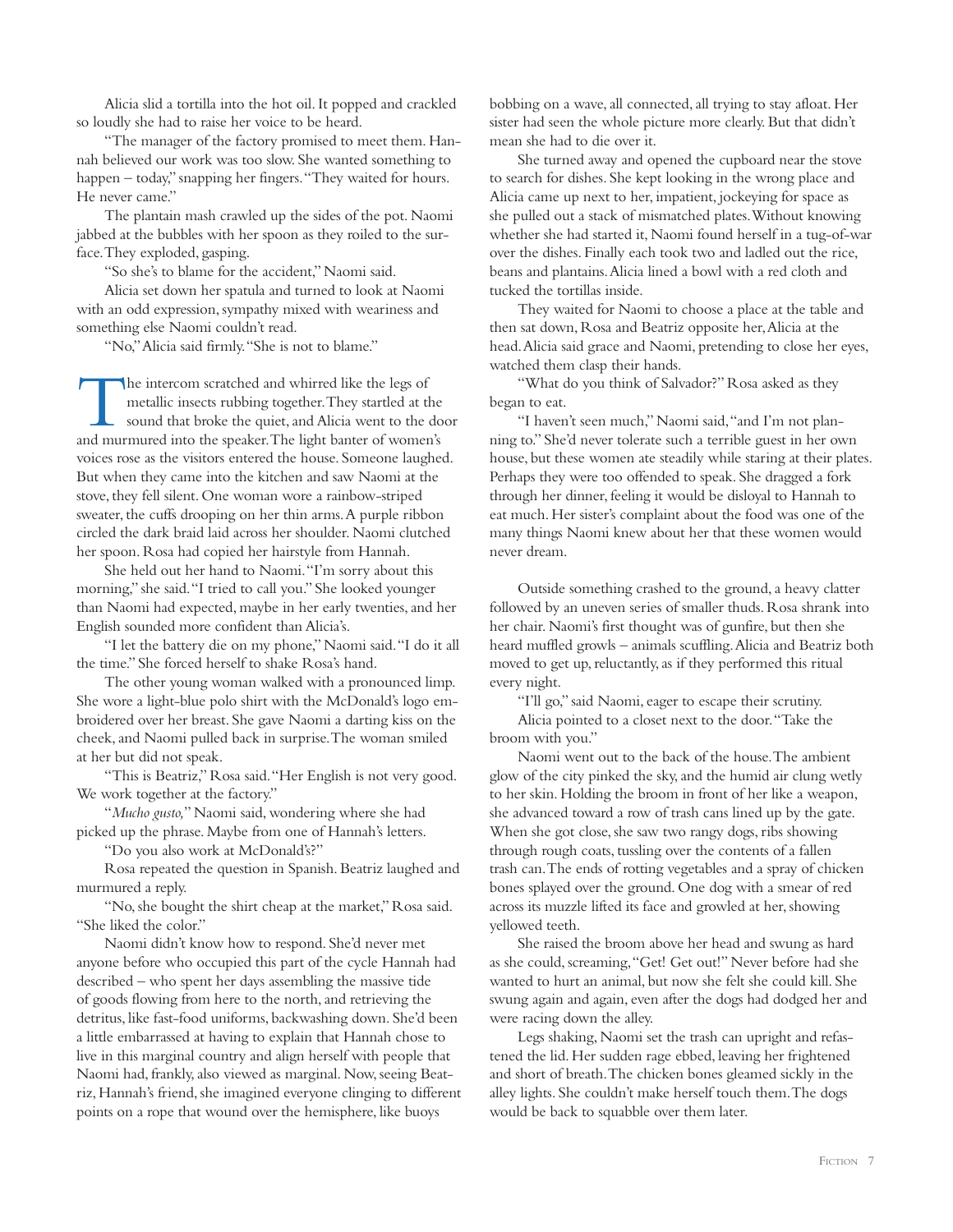Alicia slid a tortilla into the hot oil. It popped and crackled so loudly she had to raise her voice to be heard.

"The manager of the factory promised to meet them. Hannah believed our work was too slow. She wanted something to happen – today," snapping her fingers. "They waited for hours. He never came."

The plantain mash crawled up the sides of the pot. Naomi jabbed at the bubbles with her spoon as they roiled to the surface. They exploded, gasping.

"So she's to blame for the accident," Naomi said.

Alicia set down her spatula and turned to look at Naomi with an odd expression, sympathy mixed with weariness and something else Naomi couldn't read.

"No," Alicia said firmly. "She is not to blame."

The intercom scratched and whirred like the legs of metallic insects rubbing together. They startled at the sound that broke the quiet, and Alicia went to the door and murmured into the speaker. The light banter of women's voices rose as the visitors entered the house. Someone laughed. But when they came into the kitchen and saw Naomi at the stove, they fell silent. One woman wore a rainbow-striped sweater, the cuffs drooping on her thin arms. A purple ribbon circled the dark braid laid across her shoulder. Naomi clutched her spoon. Rosa had copied her hairstyle from Hannah.

She held out her hand to Naomi. "I'm sorry about this morning," she said. "I tried to call you." She looked younger than Naomi had expected, maybe in her early twenties, and her English sounded more confident than Alicia's.

"I let the battery die on my phone," Naomi said. "I do it all the time." She forced herself to shake Rosa's hand.

The other young woman walked with a pronounced limp. She wore a light-blue polo shirt with the McDonald's logo embroidered over her breast. She gave Naomi a darting kiss on the cheek, and Naomi pulled back in surprise. The woman smiled at her but did not speak.

"This is Beatriz," Rosa said. "Her English is not very good. We work together at the factory."

"*Mucho gusto,*" Naomi said, wondering where she had picked up the phrase. Maybe from one of Hannah's letters.

"Do you also work at McDonald's?"

Rosa repeated the question in Spanish. Beatriz laughed and murmured a reply.

"No, she bought the shirt cheap at the market," Rosa said. "She liked the color."

Naomi didn't know how to respond. She'd never met anyone before who occupied this part of the cycle Hannah had described – who spent her days assembling the massive tide of goods flowing from here to the north, and retrieving the detritus, like fast-food uniforms, backwashing down. She'd been a little embarrassed at having to explain that Hannah chose to live in this marginal country and align herself with people that Naomi had, frankly, also viewed as marginal. Now, seeing Beatriz, Hannah's friend, she imagined everyone clinging to different points on a rope that wound over the hemisphere, like buoys bobbing on a wave, all connected, all trying to stay afloat. Her sister had seen the whole picture more clearly. But that didn't mean she had to die over it.

She turned away and opened the cupboard near the stove to search for dishes. She kept looking in the wrong place and Alicia came up next to her, impatient, jockeying for space as she pulled out a stack of mismatched plates. Without knowing whether she had started it, Naomi found herself in a tug-of-war over the dishes. Finally each took two and ladled out the rice, beans and plantains. Alicia lined a bowl with a red cloth and tucked the tortillas inside.

They waited for Naomi to choose a place at the table and then sat down, Rosa and Beatriz opposite her, Alicia at the head. Alicia said grace and Naomi, pretending to close her eyes, watched them clasp their hands.

"What do you think of Salvador?" Rosa asked as they began to eat.

"I haven't seen much," Naomi said, "and I'm not planning to." She'd never tolerate such a terrible guest in her own house, but these women ate steadily while staring at their plates. Perhaps they were too offended to speak. She dragged a fork through her dinner, feeling it would be disloyal to Hannah to eat much. Her sister's complaint about the food was one of the many things Naomi knew about her that these women would never dream.

Outside something crashed to the ground, a heavy clatter followed by an uneven series of smaller thuds. Rosa shrank into her chair. Naomi's first thought was of gunfire, but then she heard muffled growls – animals scuffling. Alicia and Beatriz both moved to get up, reluctantly, as if they performed this ritual every night.

"I'll go," said Naomi, eager to escape their scrutiny.

Alicia pointed to a closet next to the door. "Take the broom with you."

Naomi went out to the back of the house. The ambient glow of the city pinked the sky, and the humid air clung wetly to her skin. Holding the broom in front of her like a weapon, she advanced toward a row of trash cans lined up by the gate. When she got close, she saw two rangy dogs, ribs showing through rough coats, tussling over the contents of a fallen trash can. The ends of rotting vegetables and a spray of chicken bones splayed over the ground. One dog with a smear of red across its muzzle lifted its face and growled at her, showing yellowed teeth.

She raised the broom above her head and swung as hard as she could, screaming, "Get! Get out!" Never before had she wanted to hurt an animal, but now she felt she could kill. She swung again and again, even after the dogs had dodged her and were racing down the alley.

Legs shaking, Naomi set the trash can upright and refastened the lid. Her sudden rage ebbed, leaving her frightened and short of breath. The chicken bones gleamed sickly in the alley lights. She couldn't make herself touch them. The dogs would be back to squabble over them later.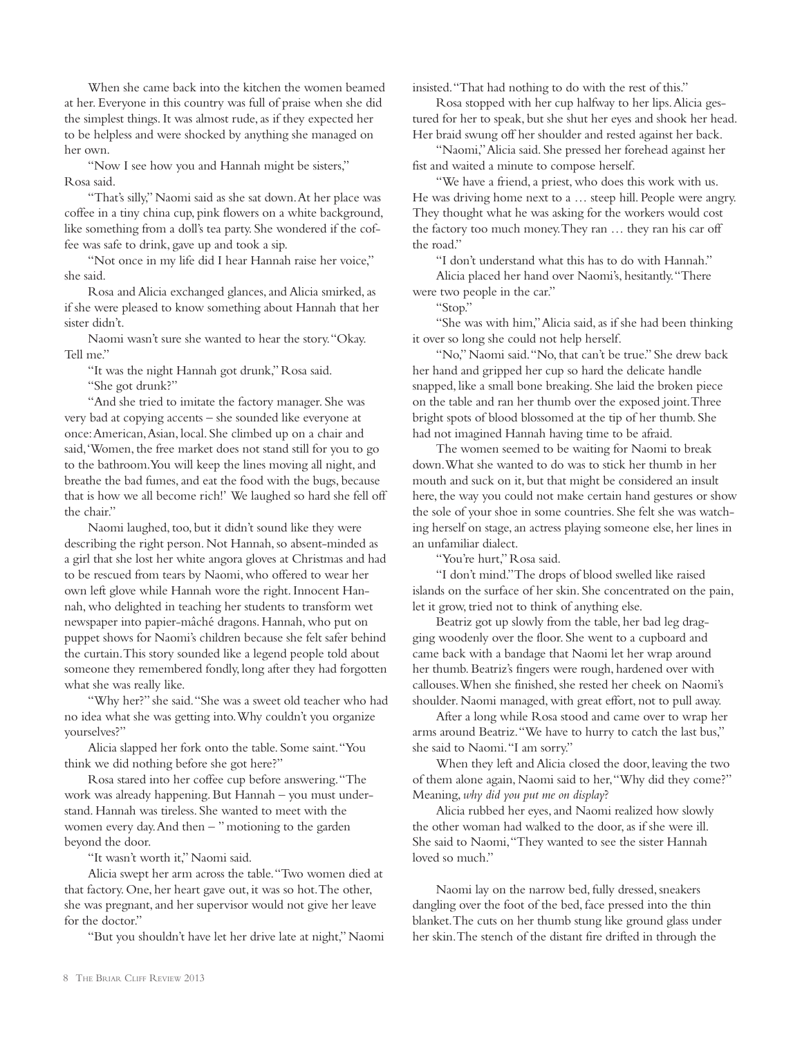When she came back into the kitchen the women beamed at her. Everyone in this country was full of praise when she did the simplest things. It was almost rude, as if they expected her to be helpless and were shocked by anything she managed on her own.

"Now I see how you and Hannah might be sisters," Rosa said.

"That's silly," Naomi said as she sat down. At her place was coffee in a tiny china cup, pink flowers on a white background, like something from a doll's tea party. She wondered if the coffee was safe to drink, gave up and took a sip.

"Not once in my life did I hear Hannah raise her voice," she said.

Rosa and Alicia exchanged glances, and Alicia smirked, as if she were pleased to know something about Hannah that her sister didn't.

Naomi wasn't sure she wanted to hear the story. "Okay. Tell me."

"It was the night Hannah got drunk," Rosa said.

"She got drunk?"

"And she tried to imitate the factory manager. She was very bad at copying accents – she sounded like everyone at once: American, Asian, local. She climbed up on a chair and said, 'Women, the free market does not stand still for you to go to the bathroom. You will keep the lines moving all night, and breathe the bad fumes, and eat the food with the bugs, because that is how we all become rich!' We laughed so hard she fell off the chair."

Naomi laughed, too, but it didn't sound like they were describing the right person. Not Hannah, so absent-minded as a girl that she lost her white angora gloves at Christmas and had to be rescued from tears by Naomi, who offered to wear her own left glove while Hannah wore the right. Innocent Hannah, who delighted in teaching her students to transform wet newspaper into papier-mâché dragons. Hannah, who put on puppet shows for Naomi's children because she felt safer behind the curtain. This story sounded like a legend people told about someone they remembered fondly, long after they had forgotten what she was really like.

"Why her?" she said. "She was a sweet old teacher who had no idea what she was getting into. Why couldn't you organize yourselves?"

Alicia slapped her fork onto the table. Some saint. "You think we did nothing before she got here?"

Rosa stared into her coffee cup before answering. "The work was already happening. But Hannah – you must understand. Hannah was tireless. She wanted to meet with the women every day. And then – " motioning to the garden beyond the door.

"It wasn't worth it," Naomi said.

Alicia swept her arm across the table. "Two women died at that factory. One, her heart gave out, it was so hot. The other, she was pregnant, and her supervisor would not give her leave for the doctor."

"But you shouldn't have let her drive late at night," Naomi insisted. "That had nothing to do with the rest of this."

Rosa stopped with her cup halfway to her lips. Alicia gestured for her to speak, but she shut her eyes and shook her head. Her braid swung off her shoulder and rested against her back.

"Naomi," Alicia said. She pressed her forehead against her fist and waited a minute to compose herself.

"We have a friend, a priest, who does this work with us. He was driving home next to a … steep hill. People were angry. They thought what he was asking for the workers would cost the factory too much money. They ran … they ran his car off the road."

"I don't understand what this has to do with Hannah."

Alicia placed her hand over Naomi's, hesitantly. "There were two people in the car."

"Stop."

"She was with him," Alicia said, as if she had been thinking it over so long she could not help herself.

"No," Naomi said. "No, that can't be true." She drew back her hand and gripped her cup so hard the delicate handle snapped, like a small bone breaking. She laid the broken piece on the table and ran her thumb over the exposed joint. Three bright spots of blood blossomed at the tip of her thumb. She had not imagined Hannah having time to be afraid.

The women seemed to be waiting for Naomi to break down. What she wanted to do was to stick her thumb in her mouth and suck on it, but that might be considered an insult here, the way you could not make certain hand gestures or show the sole of your shoe in some countries. She felt she was watching herself on stage, an actress playing someone else, her lines in an unfamiliar dialect.

"You're hurt," Rosa said.

"I don't mind." The drops of blood swelled like raised islands on the surface of her skin. She concentrated on the pain, let it grow, tried not to think of anything else.

Beatriz got up slowly from the table, her bad leg dragging woodenly over the floor. She went to a cupboard and came back with a bandage that Naomi let her wrap around her thumb. Beatriz's fingers were rough, hardened over with callouses. When she finished, she rested her cheek on Naomi's shoulder. Naomi managed, with great effort, not to pull away.

After a long while Rosa stood and came over to wrap her arms around Beatriz. "We have to hurry to catch the last bus," she said to Naomi. "I am sorry."

When they left and Alicia closed the door, leaving the two of them alone again, Naomi said to her, "Why did they come?" Meaning, *why did you put me on display*?

Alicia rubbed her eyes, and Naomi realized how slowly the other woman had walked to the door, as if she were ill. She said to Naomi, "They wanted to see the sister Hannah loved so much."

Naomi lay on the narrow bed, fully dressed, sneakers dangling over the foot of the bed, face pressed into the thin blanket. The cuts on her thumb stung like ground glass under her skin. The stench of the distant fire drifted in through the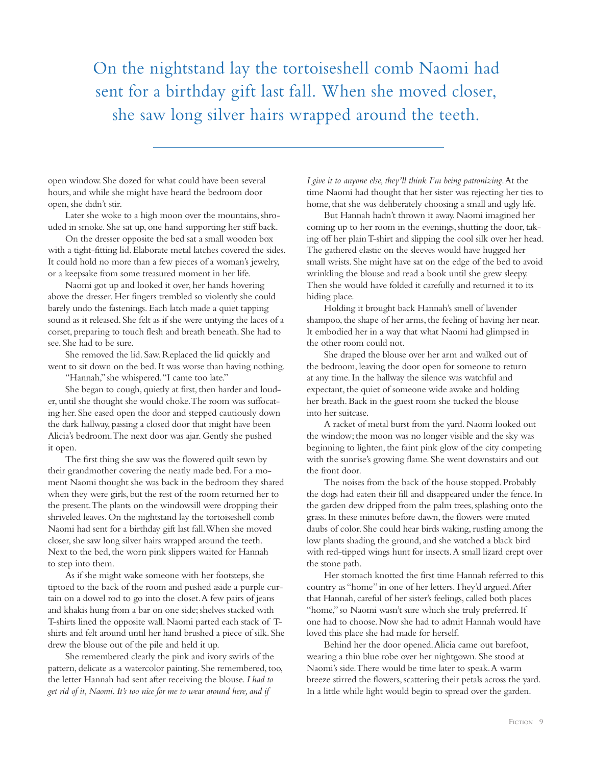> On the nightstand lay the tortoiseshell comb Naomi had sent for a birthday gift last fall. When she moved closer, she saw long silver hairs wrapped around the teeth.

open window. She dozed for what could have been several hours, and while she might have heard the bedroom door open, she didn't stir.

Later she woke to a high moon over the mountains, shrouded in smoke. She sat up, one hand supporting her stiff back.

On the dresser opposite the bed sat a small wooden box with a tight-fitting lid. Elaborate metal latches covered the sides. It could hold no more than a few pieces of a woman's jewelry, or a keepsake from some treasured moment in her life.

Naomi got up and looked it over, her hands hovering above the dresser. Her fingers trembled so violently she could barely undo the fastenings. Each latch made a quiet tapping sound as it released. She felt as if she were untying the laces of a corset, preparing to touch flesh and breath beneath. She had to see. She had to be sure.

She removed the lid. Saw. Replaced the lid quickly and went to sit down on the bed. It was worse than having nothing.

"Hannah," she whispered. "I came too late."

She began to cough, quietly at first, then harder and louder, until she thought she would choke. The room was suffocating her. She eased open the door and stepped cautiously down the dark hallway, passing a closed door that might have been Alicia's bedroom. The next door was ajar. Gently she pushed it open.

The first thing she saw was the flowered quilt sewn by their grandmother covering the neatly made bed. For a moment Naomi thought she was back in the bedroom they shared when they were girls, but the rest of the room returned her to the present. The plants on the windowsill were dropping their shriveled leaves. On the nightstand lay the tortoiseshell comb Naomi had sent for a birthday gift last fall. When she moved closer, she saw long silver hairs wrapped around the teeth. Next to the bed, the worn pink slippers waited for Hannah to step into them.

As if she might wake someone with her footsteps, she tiptoed to the back of the room and pushed aside a purple curtain on a dowel rod to go into the closet. A few pairs of jeans and khakis hung from a bar on one side; shelves stacked with T-shirts lined the opposite wall. Naomi parted each stack of T-shirts and felt around until her hand brushed a piece of silk. She drew the blouse out of the pile and held it up.

She remembered clearly the pink and ivory swirls of the pattern, delicate as a watercolor painting. She remembered, too, the letter Hannah had sent after receiving the blouse. *I had to get rid of it, Naomi. It's too nice for me to wear around here, and if I give it to anyone else, they'll think I'm being patronizing.* At the time Naomi had thought that her sister was rejecting her ties to home, that she was deliberately choosing a small and ugly life.

But Hannah hadn't thrown it away. Naomi imagined her coming up to her room in the evenings, shutting the door, taking off her plain T-shirt and slipping the cool silk over her head. The gathered elastic on the sleeves would have hugged her small wrists. She might have sat on the edge of the bed to avoid wrinkling the blouse and read a book until she grew sleepy. Then she would have folded it carefully and returned it to its hiding place.

Holding it brought back Hannah's smell of lavender shampoo, the shape of her arms, the feeling of having her near. It embodied her in a way that what Naomi had glimpsed in the other room could not.

She draped the blouse over her arm and walked out of the bedroom, leaving the door open for someone to return at any time. In the hallway the silence was watchful and expectant, the quiet of someone wide awake and holding her breath. Back in the guest room she tucked the blouse into her suitcase.

A racket of metal burst from the yard. Naomi looked out the window; the moon was no longer visible and the sky was beginning to lighten, the faint pink glow of the city competing with the sunrise's growing flame. She went downstairs and out the front door.

The noises from the back of the house stopped. Probably the dogs had eaten their fill and disappeared under the fence. In the garden dew dripped from the palm trees, splashing onto the grass. In these minutes before dawn, the flowers were muted daubs of color. She could hear birds waking, rustling among the low plants shading the ground, and she watched a black bird with red-tipped wings hunt for insects. A small lizard crept over the stone path.

Her stomach knotted the first time Hannah referred to this country as "home" in one of her letters. They'd argued. After that Hannah, careful of her sister's feelings, called both places "home," so Naomi wasn't sure which she truly preferred. If one had to choose. Now she had to admit Hannah would have loved this place she had made for herself.

Behind her the door opened. Alicia came out barefoot, wearing a thin blue robe over her nightgown. She stood at Naomi's side. There would be time later to speak. A warm breeze stirred the flowers, scattering their petals across the yard. In a little while light would begin to spread over the garden.